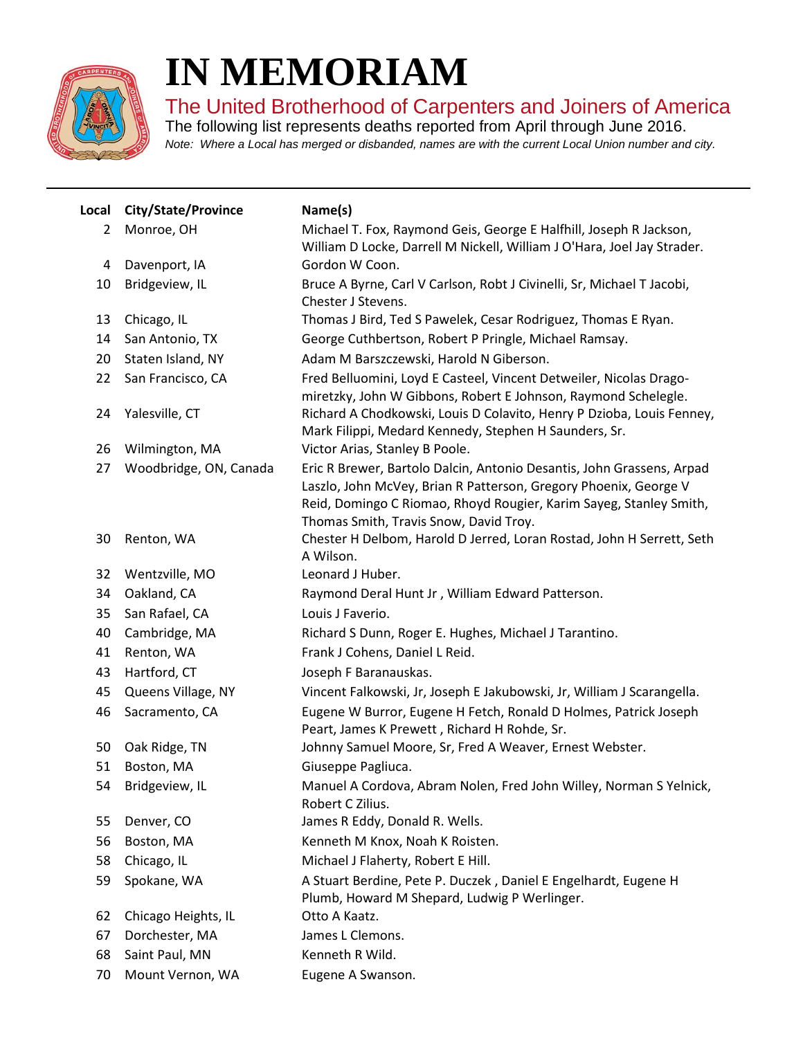# IN MEMORIAM

## The United Brotherhood of Carpenters and Joiners of America

The following list represents deaths reported from April through June 2016.

*Note: Where a Local has merged or disbanded, names are with the current Local Union number and city.*

| Local | City/State/Province | Name(s) |
|---|---|---|
| 2 | Monroe, OH | Michael T. Fox, Raymond Geis, George E Halfhill, Joseph R Jackson, William D Locke, Darrell M Nickell, William J O'Hara, Joel Jay Strader. |
| 4 | Davenport, IA | Gordon W Coon. |
| 10 | Bridgeview, IL | Bruce A Byrne, Carl V Carlson, Robt J Civinelli, Sr, Michael T Jacobi, Chester J Stevens. |
| 13 | Chicago, IL | Thomas J Bird, Ted S Pawelek, Cesar Rodriguez, Thomas E Ryan. |
| 14 | San Antonio, TX | George Cuthbertson, Robert P Pringle, Michael Ramsay. |
| 20 | Staten Island, NY | Adam M Barszczewski, Harold N Giberson. |
| 22 | San Francisco, CA | Fred Belluomini, Loyd E Casteel, Vincent Detweiler, Nicolas Drago-miretzky, John W Gibbons, Robert E Johnson, Raymond Schelegle. |
| 24 | Yalesville, CT | Richard A Chodkowski, Louis D Colavito, Henry P Dzioba, Louis Fenney, Mark Filippi, Medard Kennedy, Stephen H Saunders, Sr. |
| 26 | Wilmington, MA | Victor Arias, Stanley B Poole. |
| 27 | Woodbridge, ON, Canada | Eric R Brewer, Bartolo Dalcin, Antonio Desantis, John Grassens, Arpad Laszlo, John McVey, Brian R Patterson, Gregory Phoenix, George V Reid, Domingo C Riomao, Rhoyd Rougier, Karim Sayeg, Stanley Smith, Thomas Smith, Travis Snow, David Troy. |
| 30 | Renton, WA | Chester H Delbom, Harold D Jerred, Loran Rostad, John H Serrett, Seth A Wilson. |
| 32 | Wentzville, MO | Leonard J Huber. |
| 34 | Oakland, CA | Raymond Deral Hunt Jr , William Edward Patterson. |
| 35 | San Rafael, CA | Louis J Faverio. |
| 40 | Cambridge, MA | Richard S Dunn, Roger E. Hughes, Michael J Tarantino. |
| 41 | Renton, WA | Frank J Cohens, Daniel L Reid. |
| 43 | Hartford, CT | Joseph F Baranauskas. |
| 45 | Queens Village, NY | Vincent Falkowski, Jr, Joseph E Jakubowski, Jr, William J Scarangella. |
| 46 | Sacramento, CA | Eugene W Burror, Eugene H Fetch, Ronald D Holmes, Patrick Joseph Peart, James K Prewett , Richard H Rohde, Sr. |
| 50 | Oak Ridge, TN | Johnny Samuel Moore, Sr, Fred A Weaver, Ernest Webster. |
| 51 | Boston, MA | Giuseppe Pagliuca. |
| 54 | Bridgeview, IL | Manuel A Cordova, Abram Nolen, Fred John Willey, Norman S Yelnick, Robert C Zilius. |
| 55 | Denver, CO | James R Eddy, Donald R. Wells. |
| 56 | Boston, MA | Kenneth M Knox, Noah K Roisten. |
| 58 | Chicago, IL | Michael J Flaherty, Robert E Hill. |
| 59 | Spokane, WA | A Stuart Berdine, Pete P. Duczek , Daniel E Engelhardt, Eugene H Plumb, Howard M Shepard, Ludwig P Werlinger. |
| 62 | Chicago Heights, IL | Otto A Kaatz. |
| 67 | Dorchester, MA | James L Clemons. |
| 68 | Saint Paul, MN | Kenneth R Wild. |
| 70 | Mount Vernon, WA | Eugene A Swanson. |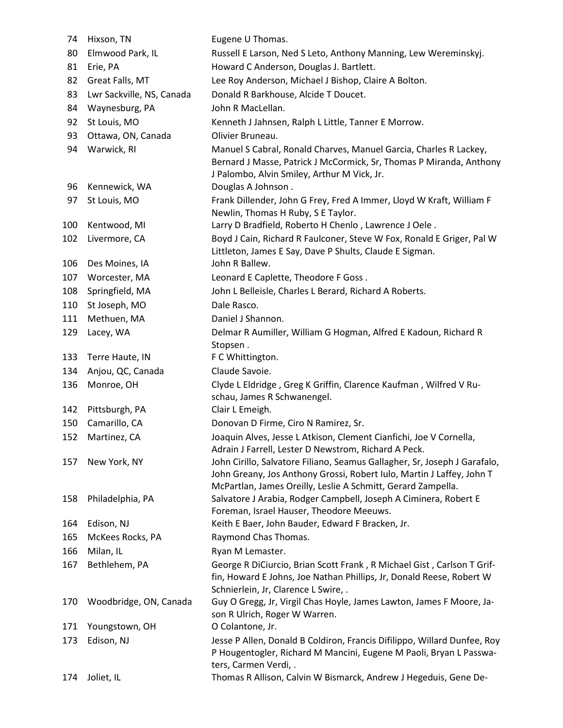| | | |
|---|---|---|
| 74 | Hixson, TN | Eugene U Thomas. |
| 80 | Elmwood Park, IL | Russell E Larson, Ned S Leto, Anthony Manning, Lew Wereminskyj. |
| 81 | Erie, PA | Howard C Anderson, Douglas J. Bartlett. |
| 82 | Great Falls, MT | Lee Roy Anderson, Michael J Bishop, Claire A Bolton. |
| 83 | Lwr Sackville, NS, Canada | Donald R Barkhouse, Alcide T Doucet. |
| 84 | Waynesburg, PA | John R MacLellan. |
| 92 | St Louis, MO | Kenneth J Jahnsen, Ralph L Little, Tanner E Morrow. |
| 93 | Ottawa, ON, Canada | Olivier Bruneau. |
| 94 | Warwick, RI | Manuel S Cabral, Ronald Charves, Manuel Garcia, Charles R Lackey, Bernard J Masse, Patrick J McCormick, Sr, Thomas P Miranda, Anthony J Palombo, Alvin Smiley, Arthur M Vick, Jr. |
| 96 | Kennewick, WA | Douglas A Johnson . |
| 97 | St Louis, MO | Frank Dillender, John G Frey, Fred A Immer, Lloyd W Kraft, William F Newlin, Thomas H Ruby, S E Taylor. |
| 100 | Kentwood, MI | Larry D Bradfield, Roberto H Chenlo , Lawrence J Oele . |
| 102 | Livermore, CA | Boyd J Cain, Richard R Faulconer, Steve W Fox, Ronald E Griger, Pal W Littleton, James E Say, Dave P Shults, Claude E Sigman. |
| 106 | Des Moines, IA | John R Ballew. |
| 107 | Worcester, MA | Leonard E Caplette, Theodore F Goss . |
| 108 | Springfield, MA | John L Belleisle, Charles L Berard, Richard A Roberts. |
| 110 | St Joseph, MO | Dale Rasco. |
| 111 | Methuen, MA | Daniel J Shannon. |
| 129 | Lacey, WA | Delmar R Aumiller, William G Hogman, Alfred E Kadoun, Richard R Stopsen . |
| 133 | Terre Haute, IN | F C Whittington. |
| 134 | Anjou, QC, Canada | Claude Savoie. |
| 136 | Monroe, OH | Clyde L Eldridge , Greg K Griffin, Clarence Kaufman , Wilfred V Ruschau, James R Schwanengel. |
| 142 | Pittsburgh, PA | Clair L Emeigh. |
| 150 | Camarillo, CA | Donovan D Firme, Ciro N Ramirez, Sr. |
| 152 | Martinez, CA | Joaquin Alves, Jesse L Atkison, Clement Cianfichi, Joe V Cornella, Adrain J Farrell, Lester D Newstrom, Richard A Peck. |
| 157 | New York, NY | John Cirillo, Salvatore Filiano, Seamus Gallagher, Sr, Joseph J Garafalo, John Greany, Jos Anthony Grossi, Robert Iulo, Martin J Laffey, John T McPartlan, James Oreilly, Leslie A Schmitt, Gerard Zampella. |
| 158 | Philadelphia, PA | Salvatore J Arabia, Rodger Campbell, Joseph A Ciminera, Robert E Foreman, Israel Hauser, Theodore Meeuws. |
| 164 | Edison, NJ | Keith E Baer, John Bauder, Edward F Bracken, Jr. |
| 165 | McKees Rocks, PA | Raymond Chas Thomas. |
| 166 | Milan, IL | Ryan M Lemaster. |
| 167 | Bethlehem, PA | George R DiCiurcio, Brian Scott Frank , R Michael Gist , Carlson T Griffin, Howard E Johns, Joe Nathan Phillips, Jr, Donald Reese, Robert W Schnierlein, Jr, Clarence L Swire, . |
| 170 | Woodbridge, ON, Canada | Guy O Gregg, Jr, Virgil Chas Hoyle, James Lawton, James F Moore, Jason R Ulrich, Roger W Warren. |
| 171 | Youngstown, OH | O Colantone, Jr. |
| 173 | Edison, NJ | Jesse P Allen, Donald B Coldiron, Francis Difilippo, Willard Dunfee, Roy P Hougentogler, Richard M Mancini, Eugene M Paoli, Bryan L Passwaters, Carmen Verdi, . |
| 174 | Joliet, IL | Thomas R Allison, Calvin W Bismarck, Andrew J Hegeduis, Gene De- |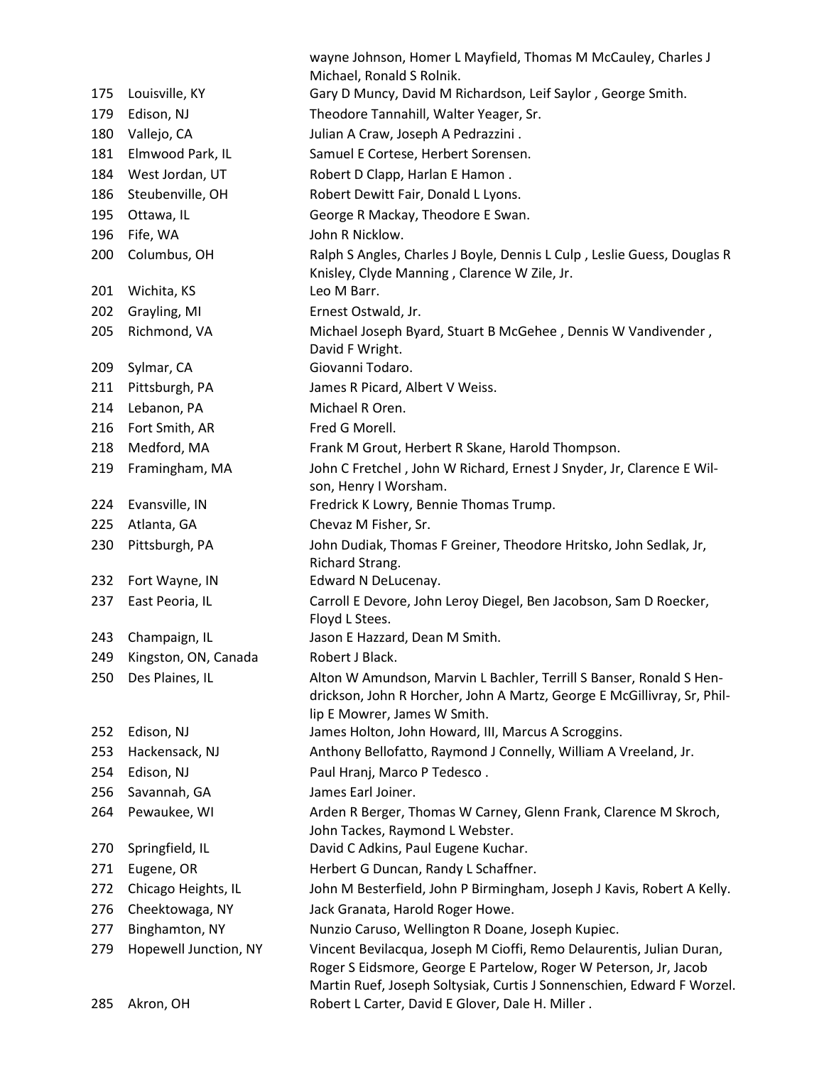| | | |
|---|---|---|
| | | wayne Johnson, Homer L Mayfield, Thomas M McCauley, Charles J Michael, Ronald S Rolnik. |
| 175 | Louisville, KY | Gary D Muncy, David M Richardson, Leif Saylor , George Smith. |
| 179 | Edison, NJ | Theodore Tannahill, Walter Yeager, Sr. |
| 180 | Vallejo, CA | Julian A Craw, Joseph A Pedrazzini . |
| 181 | Elmwood Park, IL | Samuel E Cortese, Herbert Sorensen. |
| 184 | West Jordan, UT | Robert D Clapp, Harlan E Hamon . |
| 186 | Steubenville, OH | Robert Dewitt Fair, Donald L Lyons. |
| 195 | Ottawa, IL | George R Mackay, Theodore E Swan. |
| 196 | Fife, WA | John R Nicklow. |
| 200 | Columbus, OH | Ralph S Angles, Charles J Boyle, Dennis L Culp , Leslie Guess, Douglas R Knisley, Clyde Manning , Clarence W Zile, Jr. |
| 201 | Wichita, KS | Leo M Barr. |
| 202 | Grayling, MI | Ernest Ostwald, Jr. |
| 205 | Richmond, VA | Michael Joseph Byard, Stuart B McGehee , Dennis W Vandivender , David F Wright. |
| 209 | Sylmar, CA | Giovanni Todaro. |
| 211 | Pittsburgh, PA | James R Picard, Albert V Weiss. |
| 214 | Lebanon, PA | Michael R Oren. |
| 216 | Fort Smith, AR | Fred G Morell. |
| 218 | Medford, MA | Frank M Grout, Herbert R Skane, Harold Thompson. |
| 219 | Framingham, MA | John C Fretchel , John W Richard, Ernest J Snyder, Jr, Clarence E Wilson, Henry I Worsham. |
| 224 | Evansville, IN | Fredrick K Lowry, Bennie Thomas Trump. |
| 225 | Atlanta, GA | Chevaz M Fisher, Sr. |
| 230 | Pittsburgh, PA | John Dudiak, Thomas F Greiner, Theodore Hritsko, John Sedlak, Jr, Richard Strang. |
| 232 | Fort Wayne, IN | Edward N DeLucenay. |
| 237 | East Peoria, IL | Carroll E Devore, John Leroy Diegel, Ben Jacobson, Sam D Roecker, Floyd L Stees. |
| 243 | Champaign, IL | Jason E Hazzard, Dean M Smith. |
| 249 | Kingston, ON, Canada | Robert J Black. |
| 250 | Des Plaines, IL | Alton W Amundson, Marvin L Bachler, Terrill S Banser, Ronald S Hendrickson, John R Horcher, John A Martz, George E McGillivray, Sr, Phillip E Mowrer, James W Smith. |
| 252 | Edison, NJ | James Holton, John Howard, III, Marcus A Scroggins. |
| 253 | Hackensack, NJ | Anthony Bellofatto, Raymond J Connelly, William A Vreeland, Jr. |
| 254 | Edison, NJ | Paul Hranj, Marco P Tedesco . |
| 256 | Savannah, GA | James Earl Joiner. |
| 264 | Pewaukee, WI | Arden R Berger, Thomas W Carney, Glenn Frank, Clarence M Skroch, John Tackes, Raymond L Webster. |
| 270 | Springfield, IL | David C Adkins, Paul Eugene Kuchar. |
| 271 | Eugene, OR | Herbert G Duncan, Randy L Schaffner. |
| 272 | Chicago Heights, IL | John M Besterfield, John P Birmingham, Joseph J Kavis, Robert A Kelly. |
| 276 | Cheektowaga, NY | Jack Granata, Harold Roger Howe. |
| 277 | Binghamton, NY | Nunzio Caruso, Wellington R Doane, Joseph Kupiec. |
| 279 | Hopewell Junction, NY | Vincent Bevilacqua, Joseph M Cioffi, Remo Delaurentis, Julian Duran, Roger S Eidsmore, George E Partelow, Roger W Peterson, Jr, Jacob Martin Ruef, Joseph Soltysiak, Curtis J Sonnenschien, Edward F Worzel. |
| 285 | Akron, OH | Robert L Carter, David E Glover, Dale H. Miller . |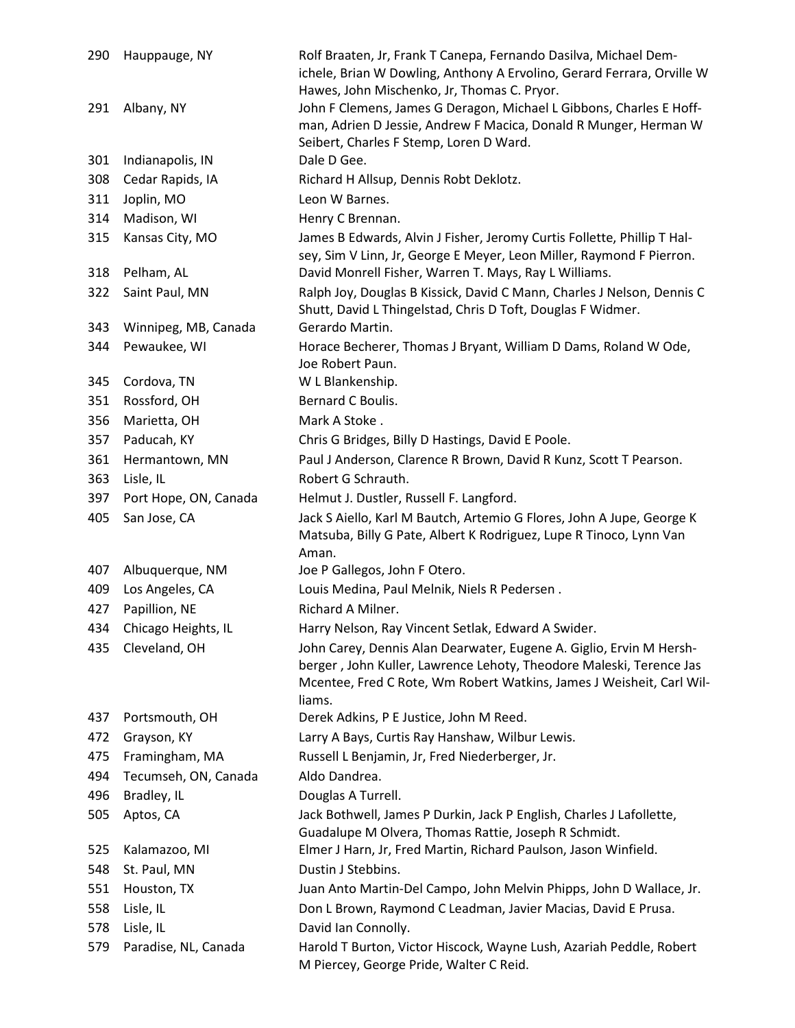| | | |
|---|---|---|
| 290 | Hauppauge, NY | Rolf Braaten, Jr, Frank T Canepa, Fernando Dasilva, Michael Demichele, Brian W Dowling, Anthony A Ervolino, Gerard Ferrara, Orville W Hawes, John Mischenko, Jr, Thomas C. Pryor. |
| 291 | Albany, NY | John F Clemens, James G Deragon, Michael L Gibbons, Charles E Hoffman, Adrien D Jessie, Andrew F Macica, Donald R Munger, Herman W Seibert, Charles F Stemp, Loren D Ward. |
| 301 | Indianapolis, IN | Dale D Gee. |
| 308 | Cedar Rapids, IA | Richard H Allsup, Dennis Robt Deklotz. |
| 311 | Joplin, MO | Leon W Barnes. |
| 314 | Madison, WI | Henry C Brennan. |
| 315 | Kansas City, MO | James B Edwards, Alvin J Fisher, Jeromy Curtis Follette, Phillip T Halsey, Sim V Linn, Jr, George E Meyer, Leon Miller, Raymond F Pierron. |
| 318 | Pelham, AL | David Monrell Fisher, Warren T. Mays, Ray L Williams. |
| 322 | Saint Paul, MN | Ralph Joy, Douglas B Kissick, David C Mann, Charles J Nelson, Dennis C Shutt, David L Thingelstad, Chris D Toft, Douglas F Widmer. |
| 343 | Winnipeg, MB, Canada | Gerardo Martin. |
| 344 | Pewaukee, WI | Horace Becherer, Thomas J Bryant, William D Dams, Roland W Ode, Joe Robert Paun. |
| 345 | Cordova, TN | W L Blankenship. |
| 351 | Rossford, OH | Bernard C Boulis. |
| 356 | Marietta, OH | Mark A Stoke . |
| 357 | Paducah, KY | Chris G Bridges, Billy D Hastings, David E Poole. |
| 361 | Hermantown, MN | Paul J Anderson, Clarence R Brown, David R Kunz, Scott T Pearson. |
| 363 | Lisle, IL | Robert G Schrauth. |
| 397 | Port Hope, ON, Canada | Helmut J. Dustler, Russell F. Langford. |
| 405 | San Jose, CA | Jack S Aiello, Karl M Bautch, Artemio G Flores, John A Jupe, George K Matsuba, Billy G Pate, Albert K Rodriguez, Lupe R Tinoco, Lynn Van Aman. |
| 407 | Albuquerque, NM | Joe P Gallegos, John F Otero. |
| 409 | Los Angeles, CA | Louis Medina, Paul Melnik, Niels R Pedersen . |
| 427 | Papillion, NE | Richard A Milner. |
| 434 | Chicago Heights, IL | Harry Nelson, Ray Vincent Setlak, Edward A Swider. |
| 435 | Cleveland, OH | John Carey, Dennis Alan Dearwater, Eugene A. Giglio, Ervin M Hershberger , John Kuller, Lawrence Lehoty, Theodore Maleski, Terence Jas Mcentee, Fred C Rote, Wm Robert Watkins, James J Weisheit, Carl Williams. |
| 437 | Portsmouth, OH | Derek Adkins, P E Justice, John M Reed. |
| 472 | Grayson, KY | Larry A Bays, Curtis Ray Hanshaw, Wilbur Lewis. |
| 475 | Framingham, MA | Russell L Benjamin, Jr, Fred Niederberger, Jr. |
| 494 | Tecumseh, ON, Canada | Aldo Dandrea. |
| 496 | Bradley, IL | Douglas A Turrell. |
| 505 | Aptos, CA | Jack Bothwell, James P Durkin, Jack P English, Charles J Lafollette, Guadalupe M Olvera, Thomas Rattie, Joseph R Schmidt. |
| 525 | Kalamazoo, MI | Elmer J Harn, Jr, Fred Martin, Richard Paulson, Jason Winfield. |
| 548 | St. Paul, MN | Dustin J Stebbins. |
| 551 | Houston, TX | Juan Anto Martin-Del Campo, John Melvin Phipps, John D Wallace, Jr. |
| 558 | Lisle, IL | Don L Brown, Raymond C Leadman, Javier Macias, David E Prusa. |
| 578 | Lisle, IL | David Ian Connolly. |
| 579 | Paradise, NL, Canada | Harold T Burton, Victor Hiscock, Wayne Lush, Azariah Peddle, Robert M Piercey, George Pride, Walter C Reid. |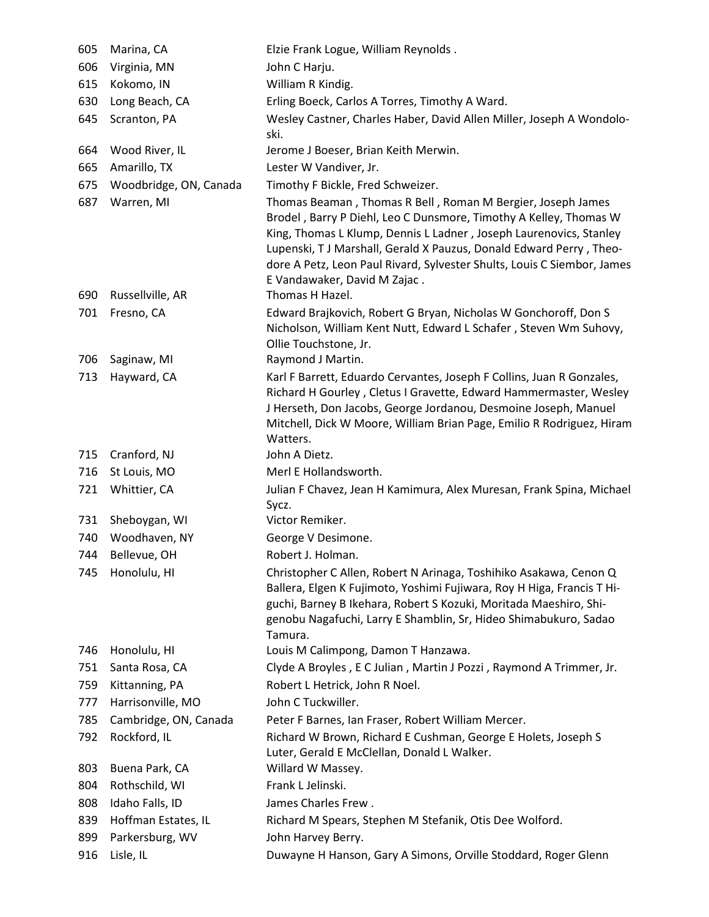| | | |
|---|---|---|
| 605 | Marina, CA | Elzie Frank Logue, William Reynolds . |
| 606 | Virginia, MN | John C Harju. |
| 615 | Kokomo, IN | William R Kindig. |
| 630 | Long Beach, CA | Erling Boeck, Carlos A Torres, Timothy A Ward. |
| 645 | Scranton, PA | Wesley Castner, Charles Haber, David Allen Miller, Joseph A Wondoloski. |
| 664 | Wood River, IL | Jerome J Boeser, Brian Keith Merwin. |
| 665 | Amarillo, TX | Lester W Vandiver, Jr. |
| 675 | Woodbridge, ON, Canada | Timothy F Bickle, Fred Schweizer. |
| 687 | Warren, MI | Thomas Beaman , Thomas R Bell , Roman M Bergier, Joseph James Brodel , Barry P Diehl, Leo C Dunsmore, Timothy A Kelley, Thomas W King, Thomas L Klump, Dennis L Ladner , Joseph Laurenovics, Stanley Lupenski, T J Marshall, Gerald X Pauzus, Donald Edward Perry , Theodore A Petz, Leon Paul Rivard, Sylvester Shults, Louis C Siembor, James E Vandawaker, David M Zajac . |
| 690 | Russellville, AR | Thomas H Hazel. |
| 701 | Fresno, CA | Edward Brajkovich, Robert G Bryan, Nicholas W Gonchoroff, Don S Nicholson, William Kent Nutt, Edward L Schafer , Steven Wm Suhovy, Ollie Touchstone, Jr. |
| 706 | Saginaw, MI | Raymond J Martin. |
| 713 | Hayward, CA | Karl F Barrett, Eduardo Cervantes, Joseph F Collins, Juan R Gonzales, Richard H Gourley , Cletus I Gravette, Edward Hammermaster, Wesley J Herseth, Don Jacobs, George Jordanou, Desmoine Joseph, Manuel Mitchell, Dick W Moore, William Brian Page, Emilio R Rodriguez, Hiram Watters. |
| 715 | Cranford, NJ | John A Dietz. |
| 716 | St Louis, MO | Merl E Hollandsworth. |
| 721 | Whittier, CA | Julian F Chavez, Jean H Kamimura, Alex Muresan, Frank Spina, Michael Sycz. |
| 731 | Sheboygan, WI | Victor Remiker. |
| 740 | Woodhaven, NY | George V Desimone. |
| 744 | Bellevue, OH | Robert J. Holman. |
| 745 | Honolulu, HI | Christopher C Allen, Robert N Arinaga, Toshihiko Asakawa, Cenon Q Ballera, Elgen K Fujimoto, Yoshimi Fujiwara, Roy H Higa, Francis T Higuchi, Barney B Ikehara, Robert S Kozuki, Moritada Maeshiro, Shigenobu Nagafuchi, Larry E Shamblin, Sr, Hideo Shimabukuro, Sadao Tamura. |
| 746 | Honolulu, HI | Louis M Calimpong, Damon T Hanzawa. |
| 751 | Santa Rosa, CA | Clyde A Broyles , E C Julian , Martin J Pozzi , Raymond A Trimmer, Jr. |
| 759 | Kittanning, PA | Robert L Hetrick, John R Noel. |
| 777 | Harrisonville, MO | John C Tuckwiller. |
| 785 | Cambridge, ON, Canada | Peter F Barnes, Ian Fraser, Robert William Mercer. |
| 792 | Rockford, IL | Richard W Brown, Richard E Cushman, George E Holets, Joseph S Luter, Gerald E McClellan, Donald L Walker. |
| 803 | Buena Park, CA | Willard W Massey. |
| 804 | Rothschild, WI | Frank L Jelinski. |
| 808 | Idaho Falls, ID | James Charles Frew . |
| 839 | Hoffman Estates, IL | Richard M Spears, Stephen M Stefanik, Otis Dee Wolford. |
| 899 | Parkersburg, WV | John Harvey Berry. |
| 916 | Lisle, IL | Duwayne H Hanson, Gary A Simons, Orville Stoddard, Roger Glenn |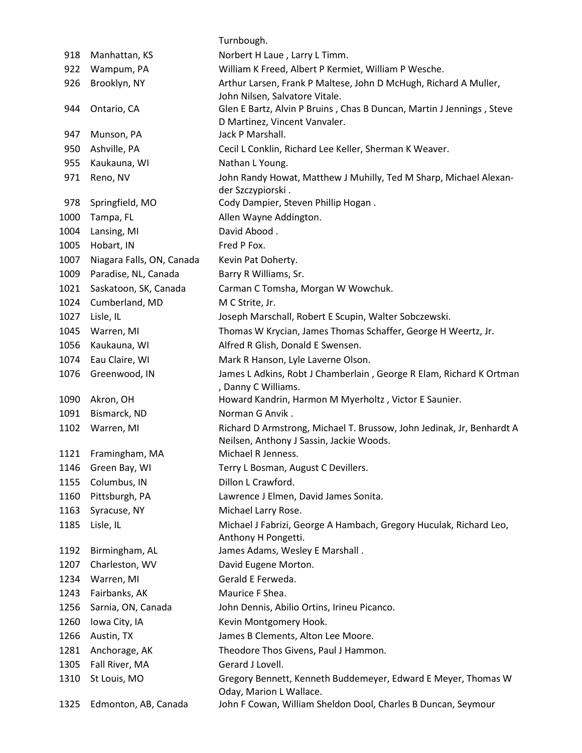Turnbough.

| | | |
|---|---|---|
| 918 | Manhattan, KS | Norbert H Laue , Larry L Timm. |
| 922 | Wampum, PA | William K Freed, Albert P Kermiet, William P Wesche. |
| 926 | Brooklyn, NY | Arthur Larsen, Frank P Maltese, John D McHugh, Richard A Muller, John Nilsen, Salvatore Vitale. |
| 944 | Ontario, CA | Glen E Bartz, Alvin P Bruins , Chas B Duncan, Martin J Jennings , Steve D Martinez, Vincent Vanvaler. |
| 947 | Munson, PA | Jack P Marshall. |
| 950 | Ashville, PA | Cecil L Conklin, Richard Lee Keller, Sherman K Weaver. |
| 955 | Kaukauna, WI | Nathan L Young. |
| 971 | Reno, NV | John Randy Howat, Matthew J Muhilly, Ted M Sharp, Michael Alexander Szczypiorski . |
| 978 | Springfield, MO | Cody Dampier, Steven Phillip Hogan . |
| 1000 | Tampa, FL | Allen Wayne Addington. |
| 1004 | Lansing, MI | David Abood . |
| 1005 | Hobart, IN | Fred P Fox. |
| 1007 | Niagara Falls, ON, Canada | Kevin Pat Doherty. |
| 1009 | Paradise, NL, Canada | Barry R Williams, Sr. |
| 1021 | Saskatoon, SK, Canada | Carman C Tomsha, Morgan W Wowchuk. |
| 1024 | Cumberland, MD | M C Strite, Jr. |
| 1027 | Lisle, IL | Joseph Marschall, Robert E Scupin, Walter Sobczewski. |
| 1045 | Warren, MI | Thomas W Krycian, James Thomas Schaffer, George H Weertz, Jr. |
| 1056 | Kaukauna, WI | Alfred R Glish, Donald E Swensen. |
| 1074 | Eau Claire, WI | Mark R Hanson, Lyle Laverne Olson. |
| 1076 | Greenwood, IN | James L Adkins, Robt J Chamberlain , George R Elam, Richard K Ortman , Danny C Williams. |
| 1090 | Akron, OH | Howard Kandrin, Harmon M Myerholtz , Victor E Saunier. |
| 1091 | Bismarck, ND | Norman G Anvik . |
| 1102 | Warren, MI | Richard D Armstrong, Michael T. Brussow, John Jedinak, Jr, Benhardt A Neilsen, Anthony J Sassin, Jackie Woods. |
| 1121 | Framingham, MA | Michael R Jenness. |
| 1146 | Green Bay, WI | Terry L Bosman, August C Devillers. |
| 1155 | Columbus, IN | Dillon L Crawford. |
| 1160 | Pittsburgh, PA | Lawrence J Elmen, David James Sonita. |
| 1163 | Syracuse, NY | Michael Larry Rose. |
| 1185 | Lisle, IL | Michael J Fabrizi, George A Hambach, Gregory Huculak, Richard Leo, Anthony H Pongetti. |
| 1192 | Birmingham, AL | James Adams, Wesley E Marshall . |
| 1207 | Charleston, WV | David Eugene Morton. |
| 1234 | Warren, MI | Gerald E Ferweda. |
| 1243 | Fairbanks, AK | Maurice F Shea. |
| 1256 | Sarnia, ON, Canada | John Dennis, Abilio Ortins, Irineu Picanco. |
| 1260 | Iowa City, IA | Kevin Montgomery Hook. |
| 1266 | Austin, TX | James B Clements, Alton Lee Moore. |
| 1281 | Anchorage, AK | Theodore Thos Givens, Paul J Hammon. |
| 1305 | Fall River, MA | Gerard J Lovell. |
| 1310 | St Louis, MO | Gregory Bennett, Kenneth Buddemeyer, Edward E Meyer, Thomas W Oday, Marion L Wallace. |
| 1325 | Edmonton, AB, Canada | John F Cowan, William Sheldon Dool, Charles B Duncan, Seymour |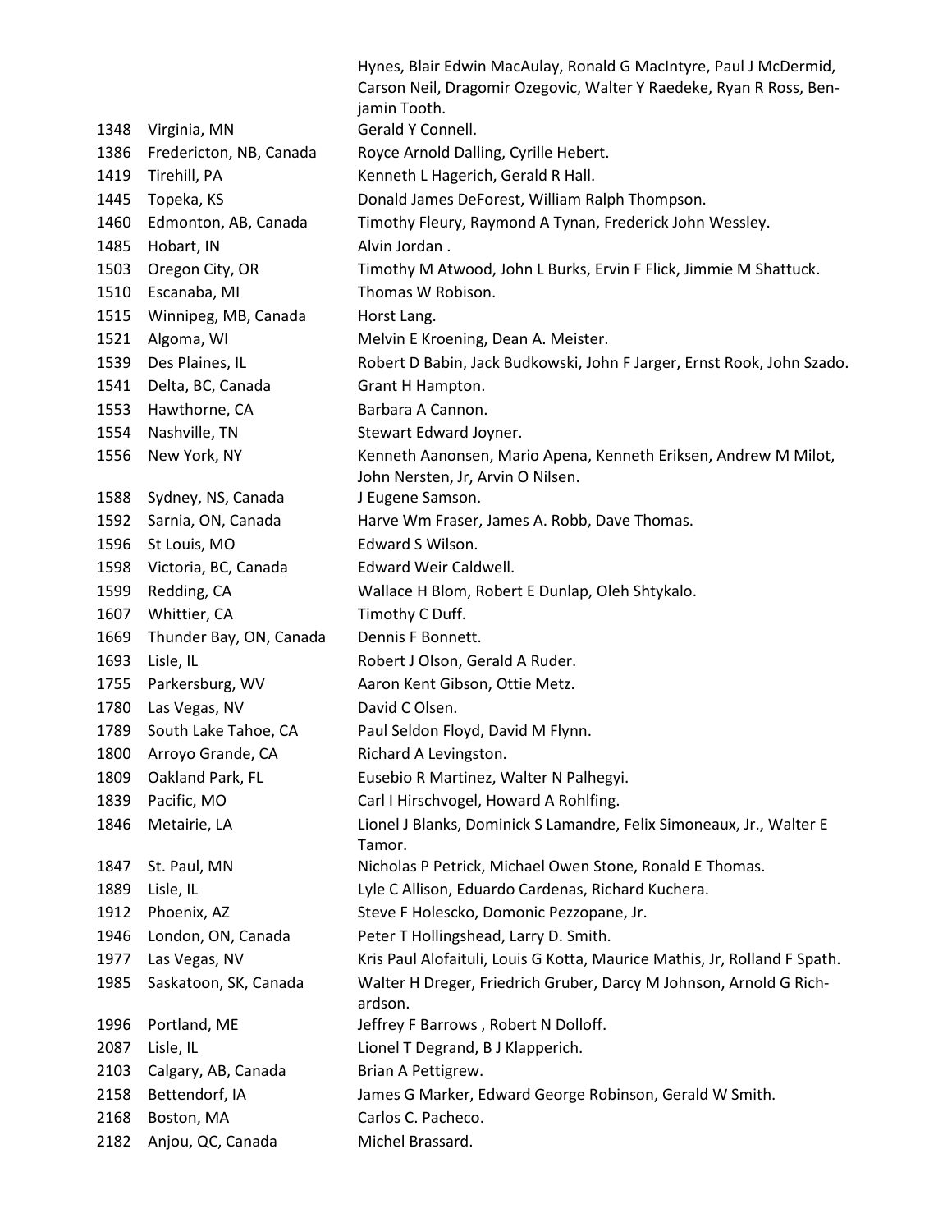Hynes, Blair Edwin MacAulay, Ronald G MacIntyre, Paul J McDermid, Carson Neil, Dragomir Ozegovic, Walter Y Raedeke, Ryan R Ross, Benjamin Tooth.

| | | |
|---|---|---|
| 1348 | Virginia, MN | Gerald Y Connell. |
| 1386 | Fredericton, NB, Canada | Royce Arnold Dalling, Cyrille Hebert. |
| 1419 | Tirehill, PA | Kenneth L Hagerich, Gerald R Hall. |
| 1445 | Topeka, KS | Donald James DeForest, William Ralph Thompson. |
| 1460 | Edmonton, AB, Canada | Timothy Fleury, Raymond A Tynan, Frederick John Wessley. |
| 1485 | Hobart, IN | Alvin Jordan . |
| 1503 | Oregon City, OR | Timothy M Atwood, John L Burks, Ervin F Flick, Jimmie M Shattuck. |
| 1510 | Escanaba, MI | Thomas W Robison. |
| 1515 | Winnipeg, MB, Canada | Horst Lang. |
| 1521 | Algoma, WI | Melvin E Kroening, Dean A. Meister. |
| 1539 | Des Plaines, IL | Robert D Babin, Jack Budkowski, John F Jarger, Ernst Rook, John Szado. |
| 1541 | Delta, BC, Canada | Grant H Hampton. |
| 1553 | Hawthorne, CA | Barbara A Cannon. |
| 1554 | Nashville, TN | Stewart Edward Joyner. |
| 1556 | New York, NY | Kenneth Aanonsen, Mario Apena, Kenneth Eriksen, Andrew M Milot, John Nersten, Jr, Arvin O Nilsen. |
| 1588 | Sydney, NS, Canada | J Eugene Samson. |
| 1592 | Sarnia, ON, Canada | Harve Wm Fraser, James A. Robb, Dave Thomas. |
| 1596 | St Louis, MO | Edward S Wilson. |
| 1598 | Victoria, BC, Canada | Edward Weir Caldwell. |
| 1599 | Redding, CA | Wallace H Blom, Robert E Dunlap, Oleh Shtykalo. |
| 1607 | Whittier, CA | Timothy C Duff. |
| 1669 | Thunder Bay, ON, Canada | Dennis F Bonnett. |
| 1693 | Lisle, IL | Robert J Olson, Gerald A Ruder. |
| 1755 | Parkersburg, WV | Aaron Kent Gibson, Ottie Metz. |
| 1780 | Las Vegas, NV | David C Olsen. |
| 1789 | South Lake Tahoe, CA | Paul Seldon Floyd, David M Flynn. |
| 1800 | Arroyo Grande, CA | Richard A Levingston. |
| 1809 | Oakland Park, FL | Eusebio R Martinez, Walter N Palhegyi. |
| 1839 | Pacific, MO | Carl I Hirschvogel, Howard A Rohlfing. |
| 1846 | Metairie, LA | Lionel J Blanks, Dominick S Lamandre, Felix Simoneaux, Jr., Walter E Tamor. |
| 1847 | St. Paul, MN | Nicholas P Petrick, Michael Owen Stone, Ronald E Thomas. |
| 1889 | Lisle, IL | Lyle C Allison, Eduardo Cardenas, Richard Kuchera. |
| 1912 | Phoenix, AZ | Steve F Holescko, Domonic Pezzopane, Jr. |
| 1946 | London, ON, Canada | Peter T Hollingshead, Larry D. Smith. |
| 1977 | Las Vegas, NV | Kris Paul Alofaituli, Louis G Kotta, Maurice Mathis, Jr, Rolland F Spath. |
| 1985 | Saskatoon, SK, Canada | Walter H Dreger, Friedrich Gruber, Darcy M Johnson, Arnold G Richardson. |
| 1996 | Portland, ME | Jeffrey F Barrows , Robert N Dolloff. |
| 2087 | Lisle, IL | Lionel T Degrand, B J Klapperich. |
| 2103 | Calgary, AB, Canada | Brian A Pettigrew. |
| 2158 | Bettendorf, IA | James G Marker, Edward George Robinson, Gerald W Smith. |
| 2168 | Boston, MA | Carlos C. Pacheco. |
| 2182 | Anjou, QC, Canada | Michel Brassard. |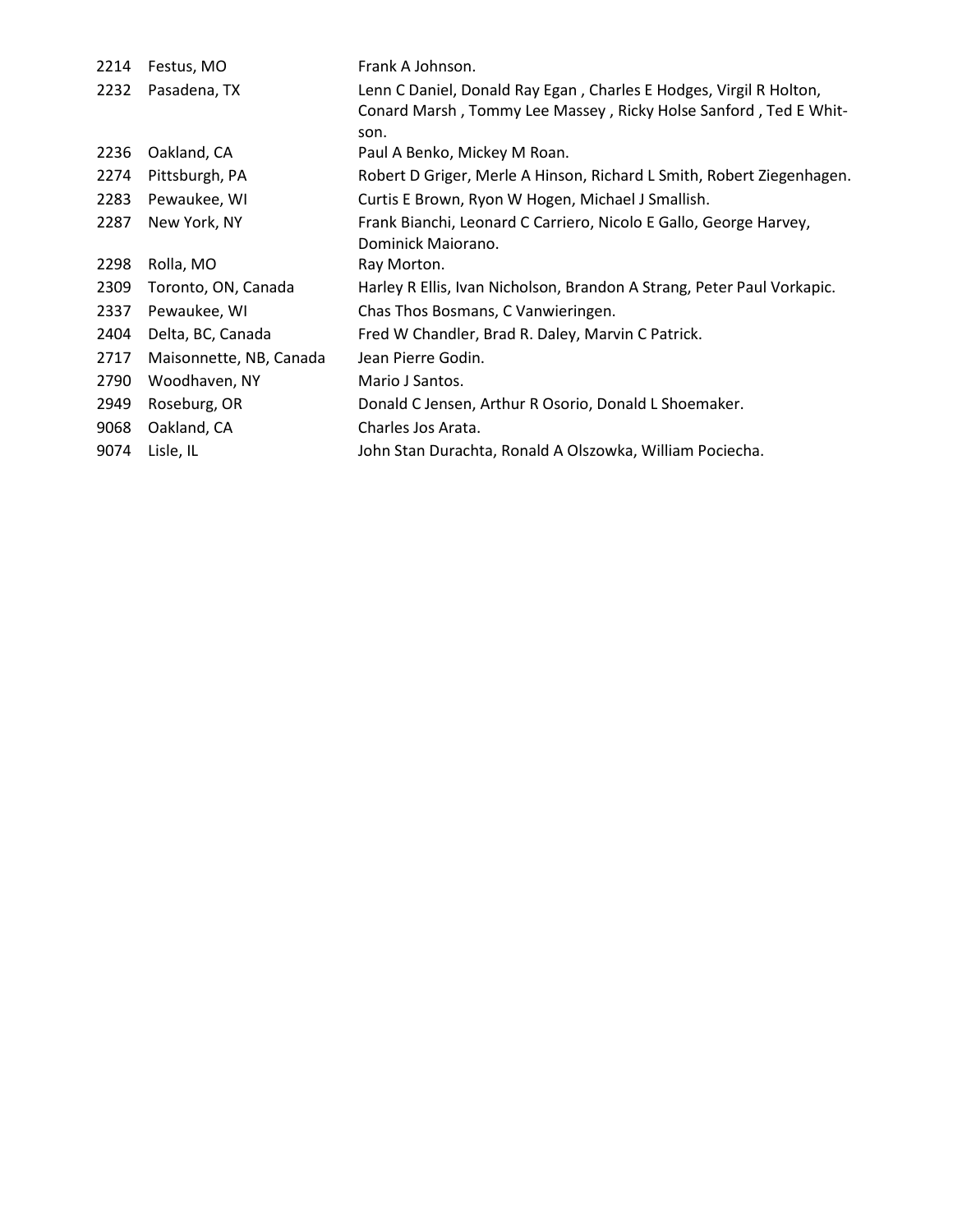| | | |
|---|---|---|
| 2214 | Festus, MO | Frank A Johnson. |
| 2232 | Pasadena, TX | Lenn C Daniel, Donald Ray Egan , Charles E Hodges, Virgil R Holton, Conard Marsh , Tommy Lee Massey , Ricky Holse Sanford , Ted E Whitson. |
| 2236 | Oakland, CA | Paul A Benko, Mickey M Roan. |
| 2274 | Pittsburgh, PA | Robert D Griger, Merle A Hinson, Richard L Smith, Robert Ziegenhagen. |
| 2283 | Pewaukee, WI | Curtis E Brown, Ryon W Hogen, Michael J Smallish. |
| 2287 | New York, NY | Frank Bianchi, Leonard C Carriero, Nicolo E Gallo, George Harvey, Dominick Maiorano. |
| 2298 | Rolla, MO | Ray Morton. |
| 2309 | Toronto, ON, Canada | Harley R Ellis, Ivan Nicholson, Brandon A Strang, Peter Paul Vorkapic. |
| 2337 | Pewaukee, WI | Chas Thos Bosmans, C Vanwieringen. |
| 2404 | Delta, BC, Canada | Fred W Chandler, Brad R. Daley, Marvin C Patrick. |
| 2717 | Maisonnette, NB, Canada | Jean Pierre Godin. |
| 2790 | Woodhaven, NY | Mario J Santos. |
| 2949 | Roseburg, OR | Donald C Jensen, Arthur R Osorio, Donald L Shoemaker. |
| 9068 | Oakland, CA | Charles Jos Arata. |
| 9074 | Lisle, IL | John Stan Durachta, Ronald A Olszowka, William Pociecha. |